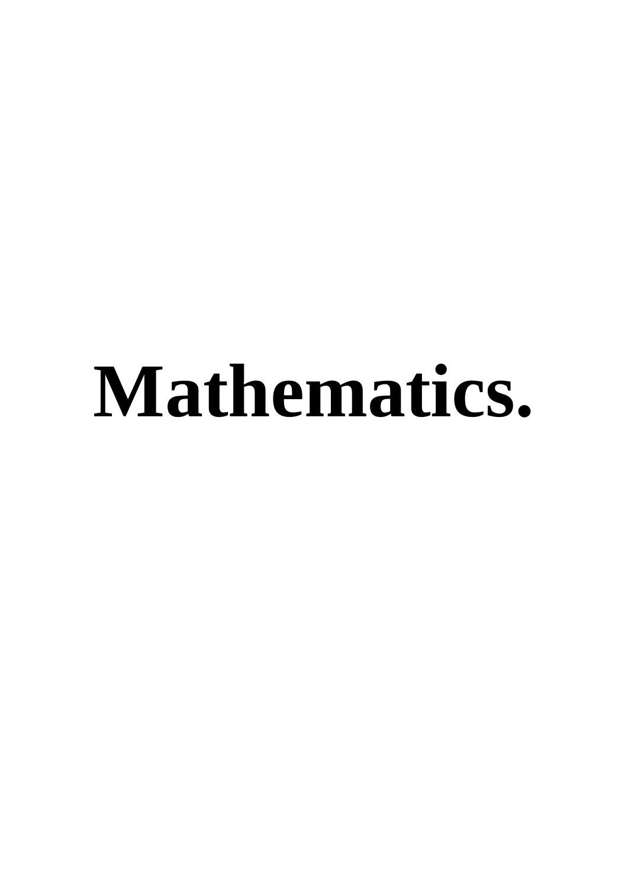# Mathematics.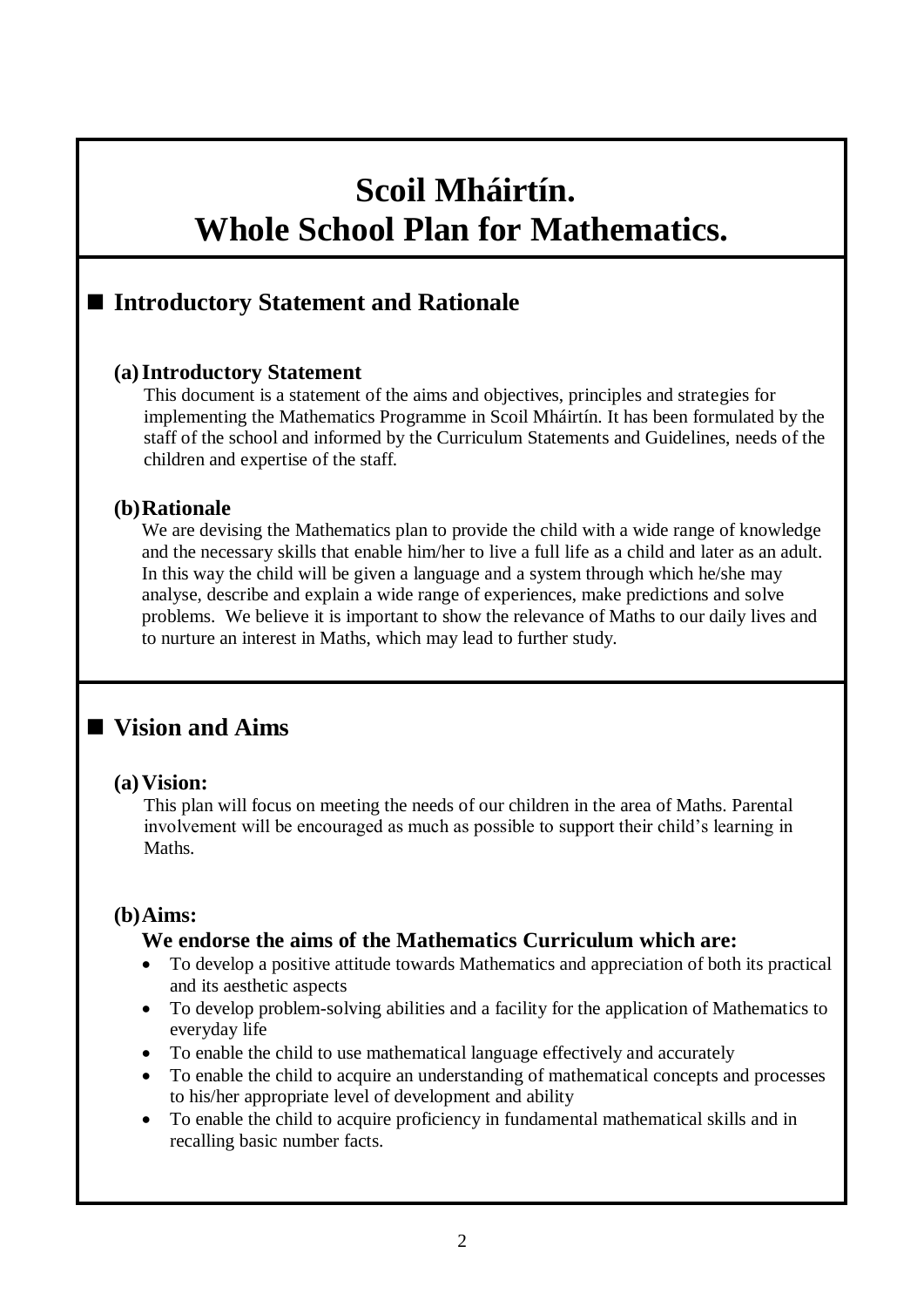# Scoil Mháirtín.
# Whole School Plan for Mathematics.

## ■ Introductory Statement and Rationale

### (a) Introductory Statement

This document is a statement of the aims and objectives, principles and strategies for implementing the Mathematics Programme in Scoil Mháirtín. It has been formulated by the staff of the school and informed by the Curriculum Statements and Guidelines, needs of the children and expertise of the staff.

### (b) Rationale

We are devising the Mathematics plan to provide the child with a wide range of knowledge and the necessary skills that enable him/her to live a full life as a child and later as an adult. In this way the child will be given a language and a system through which he/she may analyse, describe and explain a wide range of experiences, make predictions and solve problems. We believe it is important to show the relevance of Maths to our daily lives and to nurture an interest in Maths, which may lead to further study.

## ■ Vision and Aims

### (a) Vision:

This plan will focus on meeting the needs of our children in the area of Maths. Parental involvement will be encouraged as much as possible to support their child's learning in Maths.

### (b) Aims:

**We endorse the aims of the Mathematics Curriculum which are:**

- To develop a positive attitude towards Mathematics and appreciation of both its practical and its aesthetic aspects
- To develop problem-solving abilities and a facility for the application of Mathematics to everyday life
- To enable the child to use mathematical language effectively and accurately
- To enable the child to acquire an understanding of mathematical concepts and processes to his/her appropriate level of development and ability
- To enable the child to acquire proficiency in fundamental mathematical skills and in recalling basic number facts.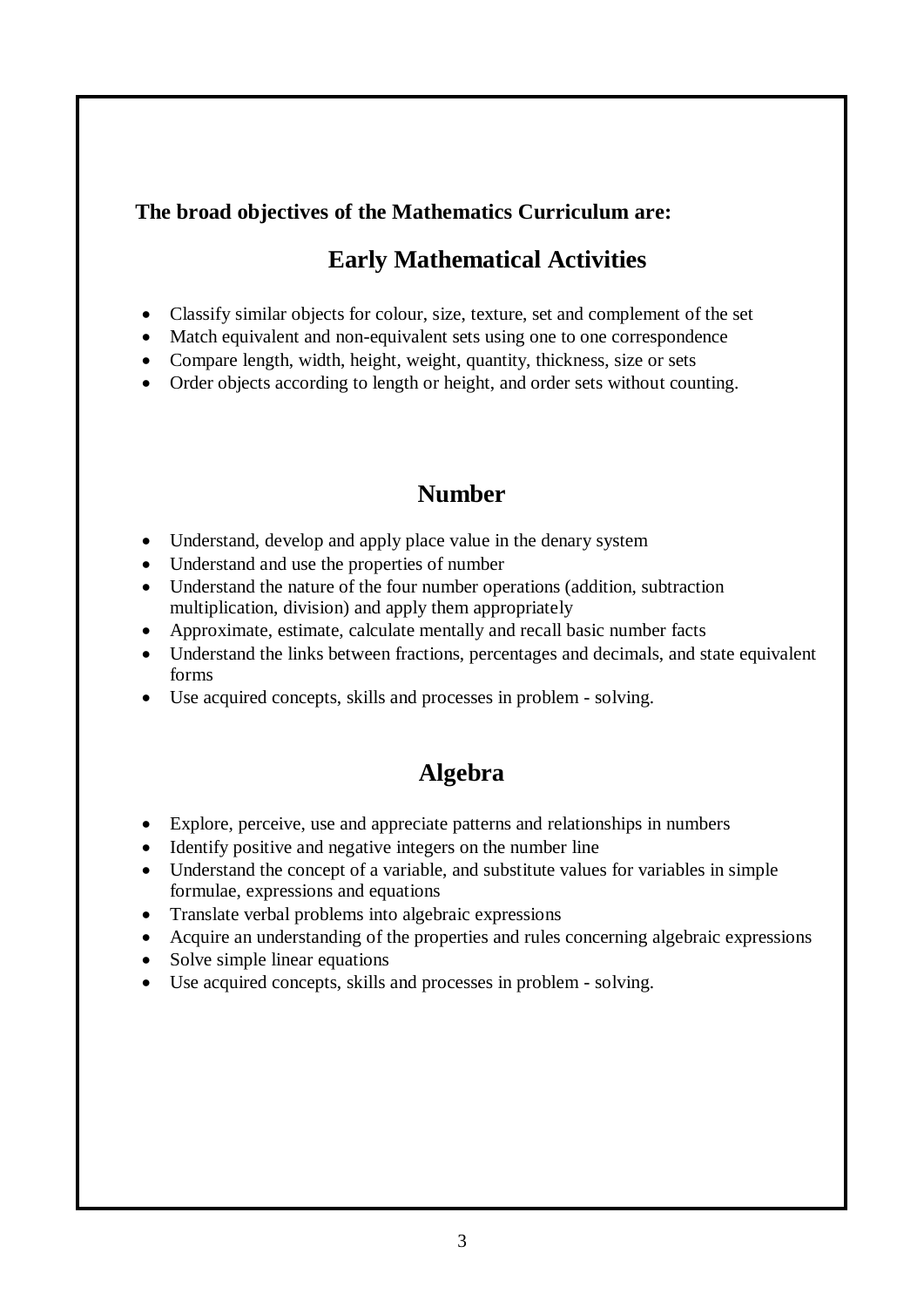**The broad objectives of the Mathematics Curriculum are:**

## Early Mathematical Activities

- Classify similar objects for colour, size, texture, set and complement of the set
- Match equivalent and non-equivalent sets using one to one correspondence
- Compare length, width, height, weight, quantity, thickness, size or sets
- Order objects according to length or height, and order sets without counting.

## Number

- Understand, develop and apply place value in the denary system
- Understand and use the properties of number
- Understand the nature of the four number operations (addition, subtraction multiplication, division) and apply them appropriately
- Approximate, estimate, calculate mentally and recall basic number facts
- Understand the links between fractions, percentages and decimals, and state equivalent forms
- Use acquired concepts, skills and processes in problem - solving.

## Algebra

- Explore, perceive, use and appreciate patterns and relationships in numbers
- Identify positive and negative integers on the number line
- Understand the concept of a variable, and substitute values for variables in simple formulae, expressions and equations
- Translate verbal problems into algebraic expressions
- Acquire an understanding of the properties and rules concerning algebraic expressions
- Solve simple linear equations
- Use acquired concepts, skills and processes in problem - solving.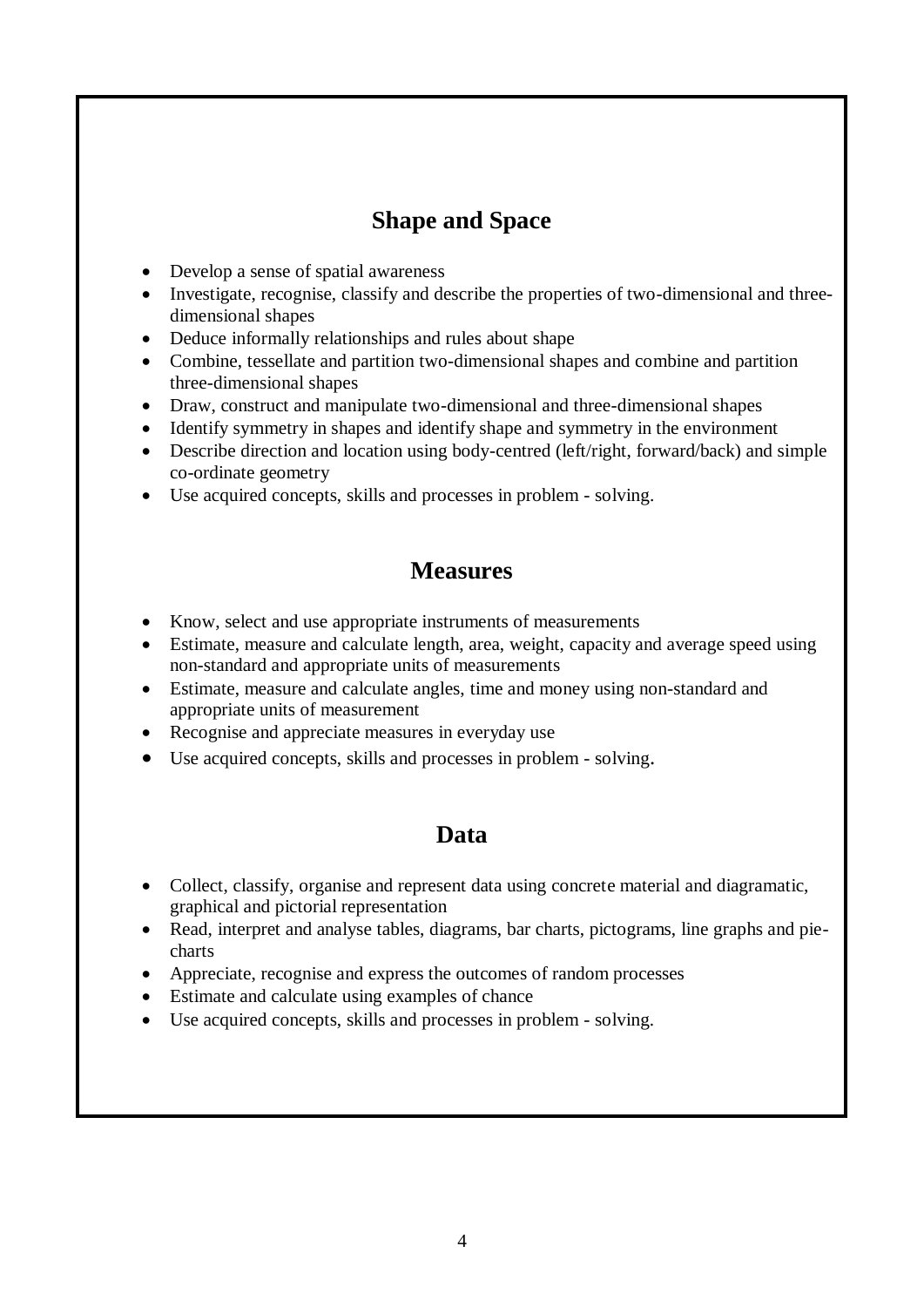## Shape and Space

- Develop a sense of spatial awareness
- Investigate, recognise, classify and describe the properties of two-dimensional and three-dimensional shapes
- Deduce informally relationships and rules about shape
- Combine, tessellate and partition two-dimensional shapes and combine and partition three-dimensional shapes
- Draw, construct and manipulate two-dimensional and three-dimensional shapes
- Identify symmetry in shapes and identify shape and symmetry in the environment
- Describe direction and location using body-centred (left/right, forward/back) and simple co-ordinate geometry
- Use acquired concepts, skills and processes in problem - solving.

## Measures

- Know, select and use appropriate instruments of measurements
- Estimate, measure and calculate length, area, weight, capacity and average speed using non-standard and appropriate units of measurements
- Estimate, measure and calculate angles, time and money using non-standard and appropriate units of measurement
- Recognise and appreciate measures in everyday use
- Use acquired concepts, skills and processes in problem - solving.

## Data

- Collect, classify, organise and represent data using concrete material and diagramatic, graphical and pictorial representation
- Read, interpret and analyse tables, diagrams, bar charts, pictograms, line graphs and pie-charts
- Appreciate, recognise and express the outcomes of random processes
- Estimate and calculate using examples of chance
- Use acquired concepts, skills and processes in problem - solving.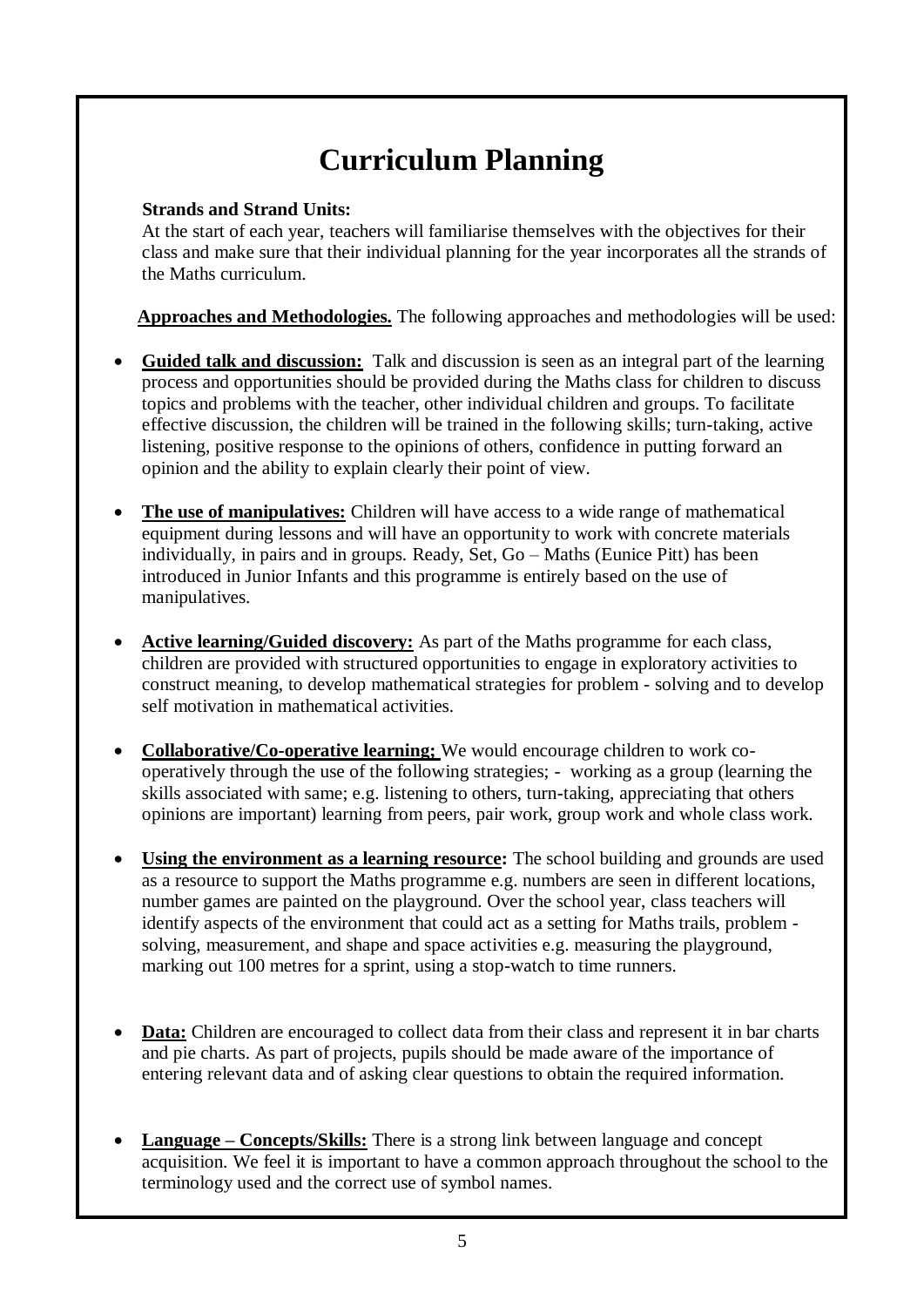# Curriculum Planning

**Strands and Strand Units:**
At the start of each year, teachers will familiarise themselves with the objectives for their class and make sure that their individual planning for the year incorporates all the strands of the Maths curriculum.

**Approaches and Methodologies.** The following approaches and methodologies will be used:

- **Guided talk and discussion:** Talk and discussion is seen as an integral part of the learning process and opportunities should be provided during the Maths class for children to discuss topics and problems with the teacher, other individual children and groups. To facilitate effective discussion, the children will be trained in the following skills; turn-taking, active listening, positive response to the opinions of others, confidence in putting forward an opinion and the ability to explain clearly their point of view.

- **The use of manipulatives:** Children will have access to a wide range of mathematical equipment during lessons and will have an opportunity to work with concrete materials individually, in pairs and in groups. Ready, Set, Go – Maths (Eunice Pitt) has been introduced in Junior Infants and this programme is entirely based on the use of manipulatives.

- **Active learning/Guided discovery:** As part of the Maths programme for each class, children are provided with structured opportunities to engage in exploratory activities to construct meaning, to develop mathematical strategies for problem - solving and to develop self motivation in mathematical activities.

- **Collaborative/Co-operative learning;** We would encourage children to work co-operatively through the use of the following strategies; - working as a group (learning the skills associated with same; e.g. listening to others, turn-taking, appreciating that others opinions are important) learning from peers, pair work, group work and whole class work.

- **Using the environment as a learning resource:** The school building and grounds are used as a resource to support the Maths programme e.g. numbers are seen in different locations, number games are painted on the playground. Over the school year, class teachers will identify aspects of the environment that could act as a setting for Maths trails, problem - solving, measurement, and shape and space activities e.g. measuring the playground, marking out 100 metres for a sprint, using a stop-watch to time runners.

- **Data:** Children are encouraged to collect data from their class and represent it in bar charts and pie charts. As part of projects, pupils should be made aware of the importance of entering relevant data and of asking clear questions to obtain the required information.

- **Language – Concepts/Skills:** There is a strong link between language and concept acquisition. We feel it is important to have a common approach throughout the school to the terminology used and the correct use of symbol names.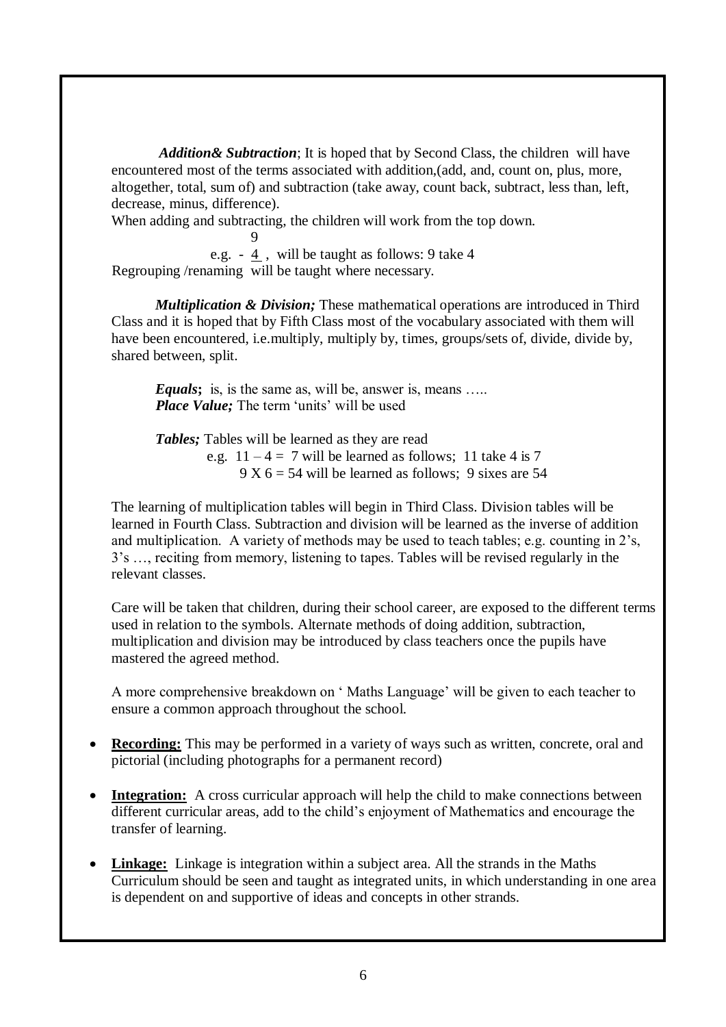***Addition& Subtraction***; It is hoped that by Second Class, the children will have encountered most of the terms associated with addition,(add, and, count on, plus, more, altogether, total, sum of) and subtraction (take away, count back, subtract, less than, left, decrease, minus, difference).

When adding and subtracting, the children will work from the top down.

$$\begin{array}{r} 9 \\ -\ \underline{4} \end{array}$$

e.g. , will be taught as follows: 9 take 4

Regrouping /renaming will be taught where necessary.

***Multiplication & Division;*** These mathematical operations are introduced in Third Class and it is hoped that by Fifth Class most of the vocabulary associated with them will have been encountered, i.e.multiply, multiply by, times, groups/sets of, divide, divide by, shared between, split.

***Equals*;** is, is the same as, will be, answer is, means …..
***Place Value;*** The term 'units' will be used

***Tables;*** Tables will be learned as they are read
e.g. $11 - 4 = 7$ will be learned as follows; 11 take 4 is 7
$9 \text{ X } 6 = 54$ will be learned as follows; 9 sixes are 54

The learning of multiplication tables will begin in Third Class. Division tables will be learned in Fourth Class. Subtraction and division will be learned as the inverse of addition and multiplication. A variety of methods may be used to teach tables; e.g. counting in 2's, 3's …, reciting from memory, listening to tapes. Tables will be revised regularly in the relevant classes.

Care will be taken that children, during their school career, are exposed to the different terms used in relation to the symbols. Alternate methods of doing addition, subtraction, multiplication and division may be introduced by class teachers once the pupils have mastered the agreed method.

A more comprehensive breakdown on ' Maths Language' will be given to each teacher to ensure a common approach throughout the school.

- **Recording:** This may be performed in a variety of ways such as written, concrete, oral and pictorial (including photographs for a permanent record)
- **Integration:** A cross curricular approach will help the child to make connections between different curricular areas, add to the child's enjoyment of Mathematics and encourage the transfer of learning.
- **Linkage:** Linkage is integration within a subject area. All the strands in the Maths Curriculum should be seen and taught as integrated units, in which understanding in one area is dependent on and supportive of ideas and concepts in other strands.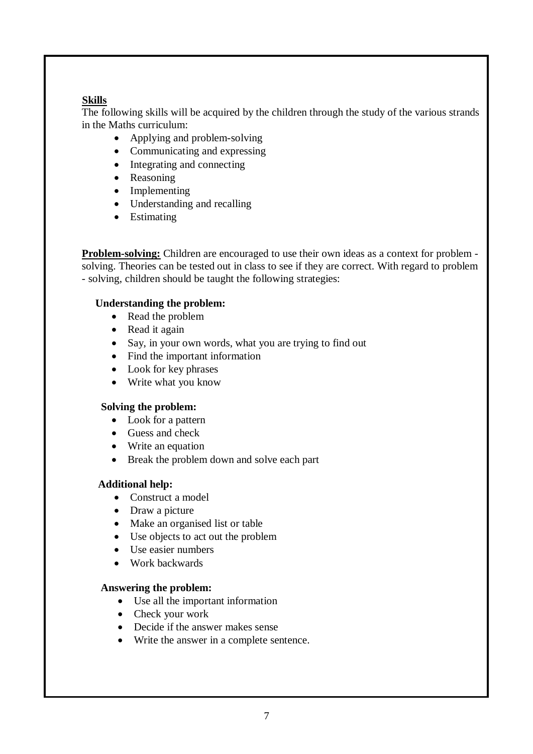**<u>Skills</u>**

The following skills will be acquired by the children through the study of the various strands in the Maths curriculum:

- Applying and problem-solving
- Communicating and expressing
- Integrating and connecting
- Reasoning
- Implementing
- Understanding and recalling
- Estimating

**<u>Problem-solving:</u>** Children are encouraged to use their own ideas as a context for problem - solving. Theories can be tested out in class to see if they are correct. With regard to problem - solving, children should be taught the following strategies:

**Understanding the problem:**

- Read the problem
- Read it again
- Say, in your own words, what you are trying to find out
- Find the important information
- Look for key phrases
- Write what you know

**Solving the problem:**

- Look for a pattern
- Guess and check
- Write an equation
- Break the problem down and solve each part

**Additional help:**

- Construct a model
- Draw a picture
- Make an organised list or table
- Use objects to act out the problem
- Use easier numbers
- Work backwards

**Answering the problem:**

- Use all the important information
- Check your work
- Decide if the answer makes sense
- Write the answer in a complete sentence.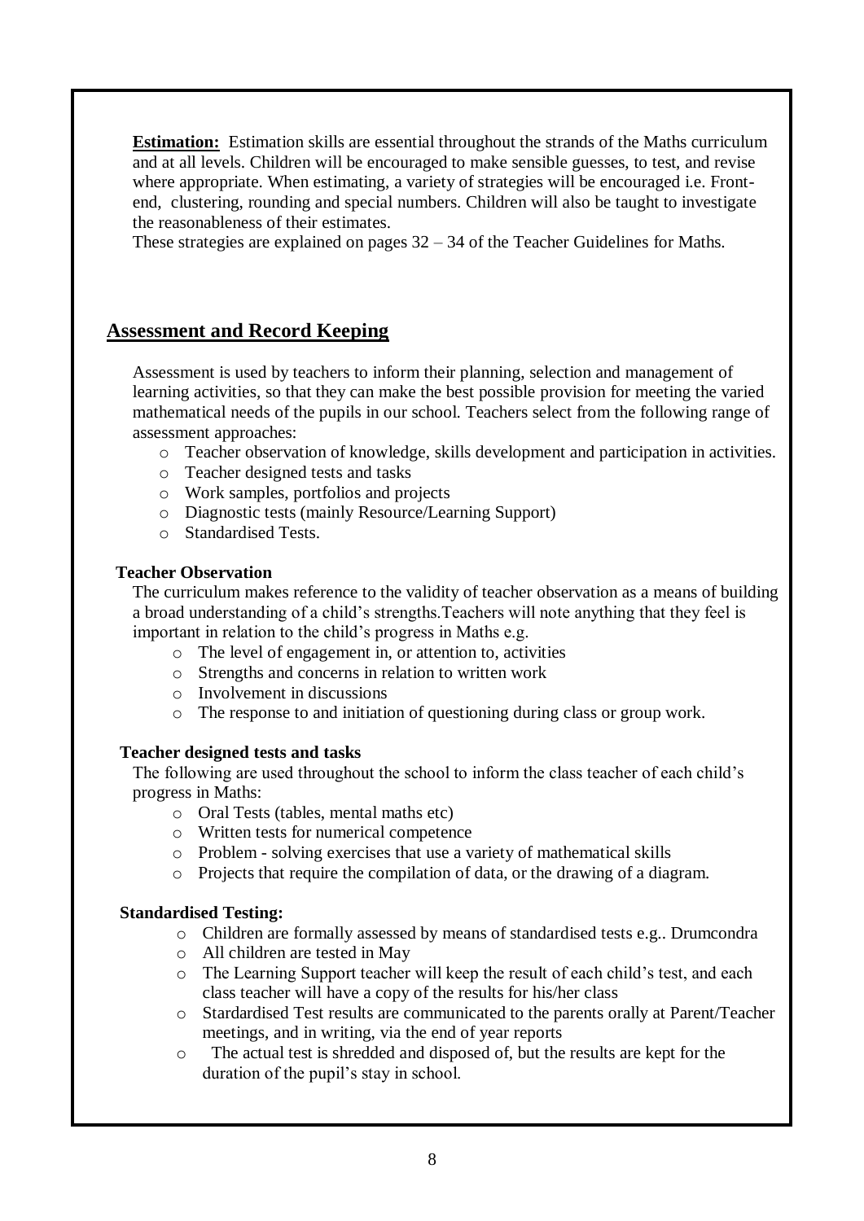**Estimation:** Estimation skills are essential throughout the strands of the Maths curriculum and at all levels. Children will be encouraged to make sensible guesses, to test, and revise where appropriate. When estimating, a variety of strategies will be encouraged i.e. Front-end, clustering, rounding and special numbers. Children will also be taught to investigate the reasonableness of their estimates.

These strategies are explained on pages 32 – 34 of the Teacher Guidelines for Maths.

## Assessment and Record Keeping

Assessment is used by teachers to inform their planning, selection and management of learning activities, so that they can make the best possible provision for meeting the varied mathematical needs of the pupils in our school. Teachers select from the following range of assessment approaches:

- Teacher observation of knowledge, skills development and participation in activities.
- Teacher designed tests and tasks
- Work samples, portfolios and projects
- Diagnostic tests (mainly Resource/Learning Support)
- Standardised Tests.

### Teacher Observation

The curriculum makes reference to the validity of teacher observation as a means of building a broad understanding of a child's strengths.Teachers will note anything that they feel is important in relation to the child's progress in Maths e.g.

- The level of engagement in, or attention to, activities
- Strengths and concerns in relation to written work
- Involvement in discussions
- The response to and initiation of questioning during class or group work.

### Teacher designed tests and tasks

The following are used throughout the school to inform the class teacher of each child's progress in Maths:

- Oral Tests (tables, mental maths etc)
- Written tests for numerical competence
- Problem - solving exercises that use a variety of mathematical skills
- Projects that require the compilation of data, or the drawing of a diagram.

### Standardised Testing:

- Children are formally assessed by means of standardised tests e.g.. Drumcondra
- All children are tested in May
- The Learning Support teacher will keep the result of each child's test, and each class teacher will have a copy of the results for his/her class
- Stardardised Test results are communicated to the parents orally at Parent/Teacher meetings, and in writing, via the end of year reports
- The actual test is shredded and disposed of, but the results are kept for the duration of the pupil's stay in school.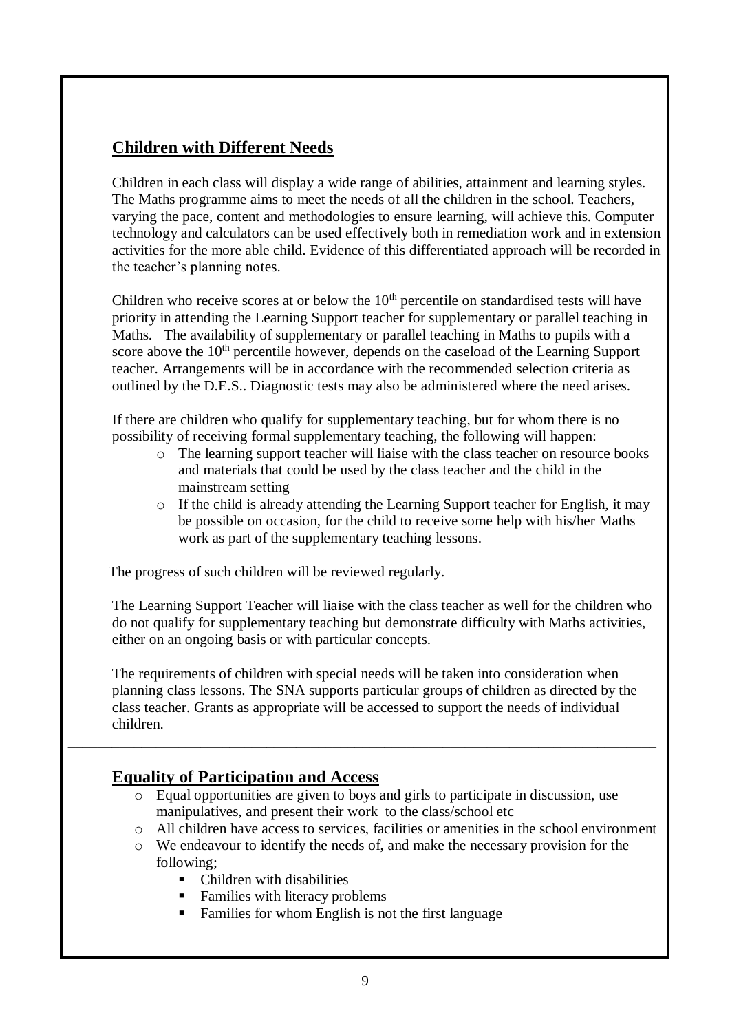## Children with Different Needs

Children in each class will display a wide range of abilities, attainment and learning styles. The Maths programme aims to meet the needs of all the children in the school. Teachers, varying the pace, content and methodologies to ensure learning, will achieve this. Computer technology and calculators can be used effectively both in remediation work and in extension activities for the more able child. Evidence of this differentiated approach will be recorded in the teacher's planning notes.

Children who receive scores at or below the 10th percentile on standardised tests will have priority in attending the Learning Support teacher for supplementary or parallel teaching in Maths. The availability of supplementary or parallel teaching in Maths to pupils with a score above the 10th percentile however, depends on the caseload of the Learning Support teacher. Arrangements will be in accordance with the recommended selection criteria as outlined by the D.E.S.. Diagnostic tests may also be administered where the need arises.

If there are children who qualify for supplementary teaching, but for whom there is no possibility of receiving formal supplementary teaching, the following will happen:

- The learning support teacher will liaise with the class teacher on resource books and materials that could be used by the class teacher and the child in the mainstream setting
- If the child is already attending the Learning Support teacher for English, it may be possible on occasion, for the child to receive some help with his/her Maths work as part of the supplementary teaching lessons.

The progress of such children will be reviewed regularly.

The Learning Support Teacher will liaise with the class teacher as well for the children who do not qualify for supplementary teaching but demonstrate difficulty with Maths activities, either on an ongoing basis or with particular concepts.

The requirements of children with special needs will be taken into consideration when planning class lessons. The SNA supports particular groups of children as directed by the class teacher. Grants as appropriate will be accessed to support the needs of individual children.

---

## Equality of Participation and Access

- Equal opportunities are given to boys and girls to participate in discussion, use manipulatives, and present their work to the class/school etc
- All children have access to services, facilities or amenities in the school environment
- We endeavour to identify the needs of, and make the necessary provision for the following;
  - Children with disabilities
  - Families with literacy problems
  - Families for whom English is not the first language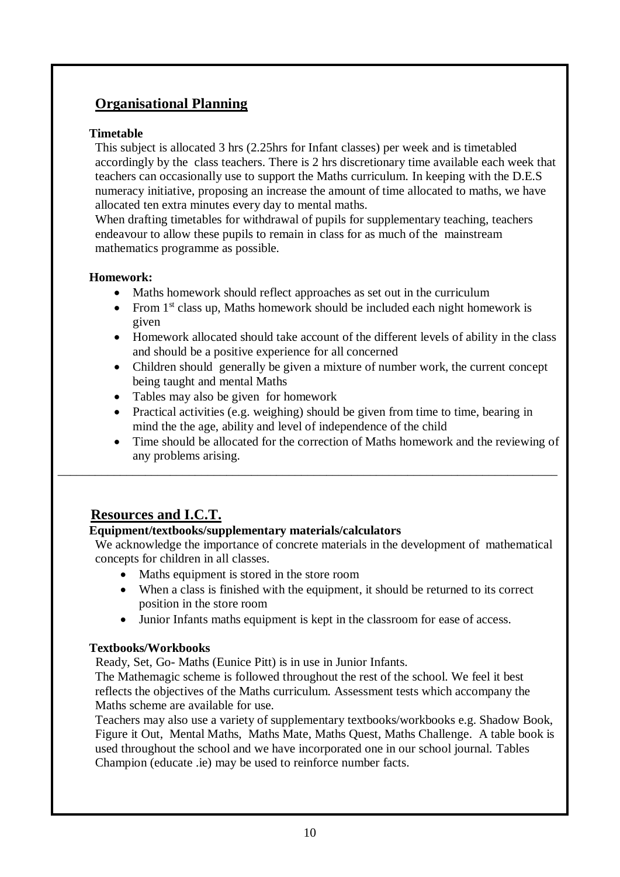## Organisational Planning

**Timetable**

This subject is allocated 3 hrs (2.25hrs for Infant classes) per week and is timetabled accordingly by the class teachers. There is 2 hrs discretionary time available each week that teachers can occasionally use to support the Maths curriculum. In keeping with the D.E.S numeracy initiative, proposing an increase the amount of time allocated to maths, we have allocated ten extra minutes every day to mental maths.

When drafting timetables for withdrawal of pupils for supplementary teaching, teachers endeavour to allow these pupils to remain in class for as much of the mainstream mathematics programme as possible.

**Homework:**

- Maths homework should reflect approaches as set out in the curriculum
- From 1st class up, Maths homework should be included each night homework is given
- Homework allocated should take account of the different levels of ability in the class and should be a positive experience for all concerned
- Children should generally be given a mixture of number work, the current concept being taught and mental Maths
- Tables may also be given for homework
- Practical activities (e.g. weighing) should be given from time to time, bearing in mind the the age, ability and level of independence of the child
- Time should be allocated for the correction of Maths homework and the reviewing of any problems arising.

---

## Resources and I.C.T.

**Equipment/textbooks/supplementary materials/calculators**

We acknowledge the importance of concrete materials in the development of mathematical concepts for children in all classes.

- Maths equipment is stored in the store room
- When a class is finished with the equipment, it should be returned to its correct position in the store room
- Junior Infants maths equipment is kept in the classroom for ease of access.

**Textbooks/Workbooks**

Ready, Set, Go- Maths (Eunice Pitt) is in use in Junior Infants.

The Mathemagic scheme is followed throughout the rest of the school. We feel it best reflects the objectives of the Maths curriculum. Assessment tests which accompany the Maths scheme are available for use.

Teachers may also use a variety of supplementary textbooks/workbooks e.g. Shadow Book, Figure it Out, Mental Maths, Maths Mate, Maths Quest, Maths Challenge. A table book is used throughout the school and we have incorporated one in our school journal. Tables Champion (educate .ie) may be used to reinforce number facts.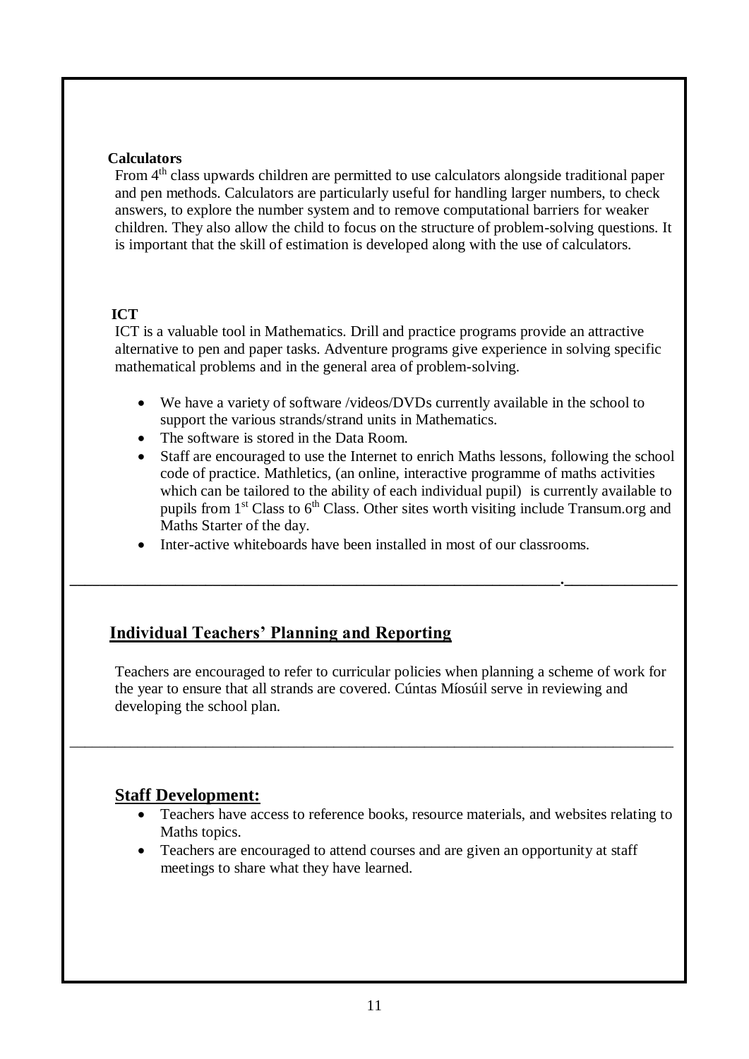**Calculators**

From 4th class upwards children are permitted to use calculators alongside traditional paper and pen methods. Calculators are particularly useful for handling larger numbers, to check answers, to explore the number system and to remove computational barriers for weaker children. They also allow the child to focus on the structure of problem-solving questions. It is important that the skill of estimation is developed along with the use of calculators.

**ICT**

ICT is a valuable tool in Mathematics. Drill and practice programs provide an attractive alternative to pen and paper tasks. Adventure programs give experience in solving specific mathematical problems and in the general area of problem-solving.

- We have a variety of software /videos/DVDs currently available in the school to support the various strands/strand units in Mathematics.
- The software is stored in the Data Room.
- Staff are encouraged to use the Internet to enrich Maths lessons, following the school code of practice. Mathletics, (an online, interactive programme of maths activities which can be tailored to the ability of each individual pupil) is currently available to pupils from 1st Class to 6th Class. Other sites worth visiting include Transum.org and Maths Starter of the day.
- Inter-active whiteboards have been installed in most of our classrooms.

---

## Individual Teachers' Planning and Reporting

Teachers are encouraged to refer to curricular policies when planning a scheme of work for the year to ensure that all strands are covered. Cúntas Míosúil serve in reviewing and developing the school plan.

---

## Staff Development:

- Teachers have access to reference books, resource materials, and websites relating to Maths topics.
- Teachers are encouraged to attend courses and are given an opportunity at staff meetings to share what they have learned.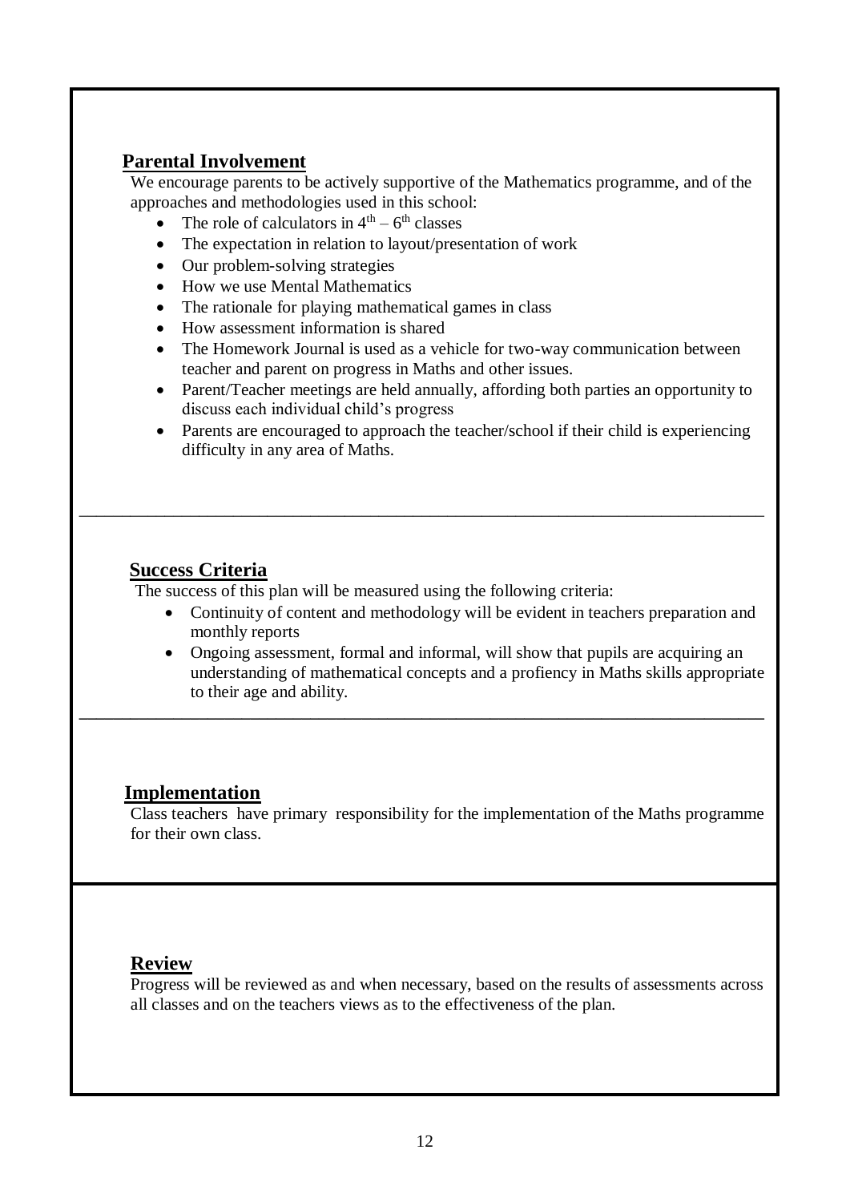## Parental Involvement

We encourage parents to be actively supportive of the Mathematics programme, and of the approaches and methodologies used in this school:

- The role of calculators in $4^{th} – 6^{th}$ classes
- The expectation in relation to layout/presentation of work
- Our problem-solving strategies
- How we use Mental Mathematics
- The rationale for playing mathematical games in class
- How assessment information is shared
- The Homework Journal is used as a vehicle for two-way communication between teacher and parent on progress in Maths and other issues.
- Parent/Teacher meetings are held annually, affording both parties an opportunity to discuss each individual child's progress
- Parents are encouraged to approach the teacher/school if their child is experiencing difficulty in any area of Maths.

---

## Success Criteria

The success of this plan will be measured using the following criteria:

- Continuity of content and methodology will be evident in teachers preparation and monthly reports
- Ongoing assessment, formal and informal, will show that pupils are acquiring an understanding of mathematical concepts and a profiency in Maths skills appropriate to their age and ability.

---

## Implementation

Class teachers have primary responsibility for the implementation of the Maths programme for their own class.

## Review

Progress will be reviewed as and when necessary, based on the results of assessments across all classes and on the teachers views as to the effectiveness of the plan.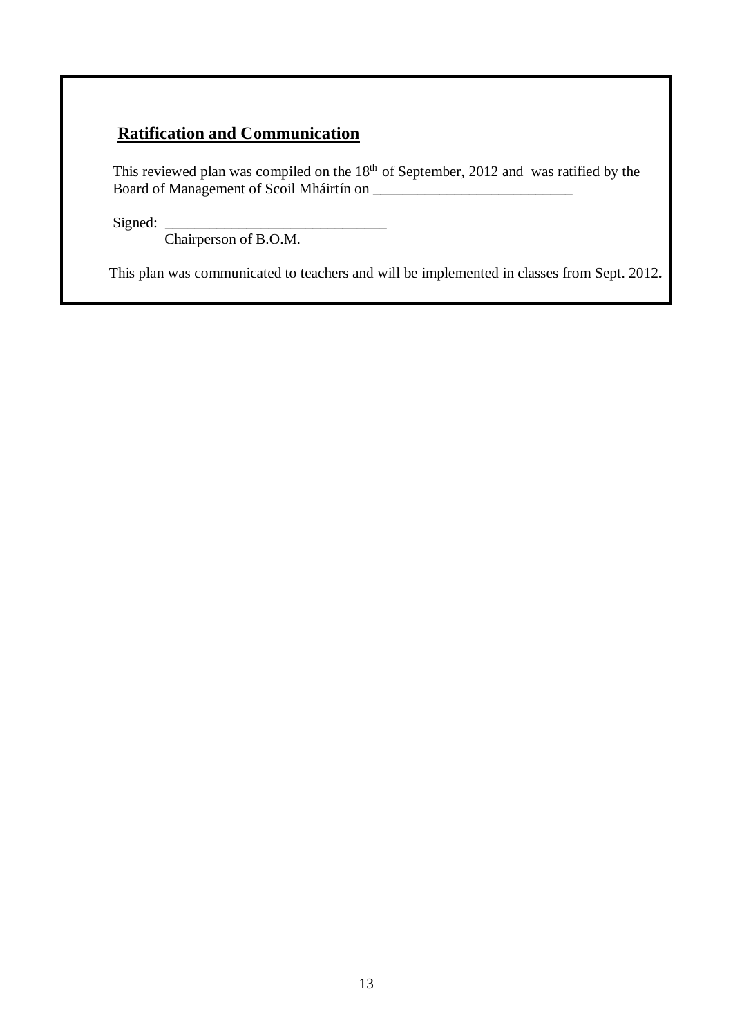## **Ratification and Communication**

This reviewed plan was compiled on the 18th of September, 2012 and was ratified by the Board of Management of Scoil Mháirtín on ___________________________

Signed: ______________________________
Chairperson of B.O.M.

This plan was communicated to teachers and will be implemented in classes from Sept. 2012**.**